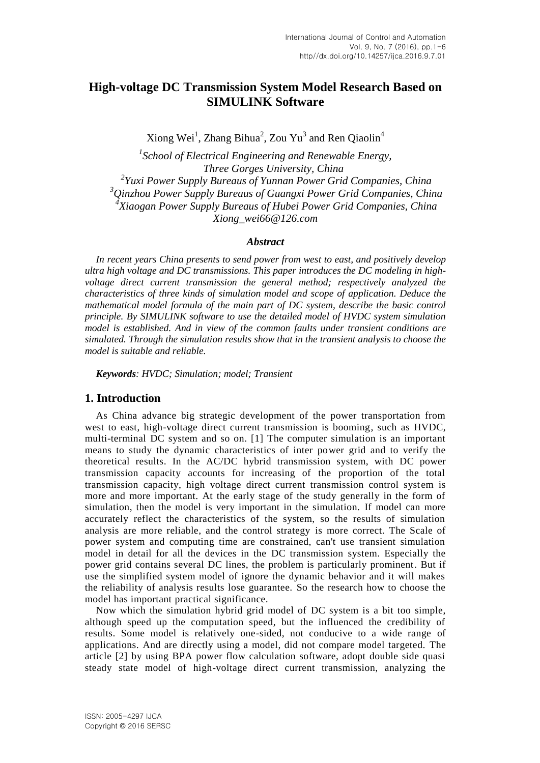# High-voltage DC Transmission System Model Research Based on SIMULINK Software

Xiong Wei[1], Zhang Bihua[2], Zou Yu[3] and Ren Qiaolin[4]

*[1]School of Electrical Engineering and Renewable Energy, Three Gorges University, China*
*[2]Yuxi Power Supply Bureaus of Yunnan Power Grid Companies, China*
*[3]Qinzhou Power Supply Bureaus of Guangxi Power Grid Companies, China*
*[4]Xiaogan Power Supply Bureaus of Hubei Power Grid Companies, China*
*Xiong_wei66@126.com*

### *Abstract*

*In recent years China presents to send power from west to east, and positively develop ultra high voltage and DC transmissions. This paper introduces the DC modeling in high-voltage direct current transmission the general method; respectively analyzed the characteristics of three kinds of simulation model and scope of application. Deduce the mathematical model formula of the main part of DC system, describe the basic control principle. By SIMULINK software to use the detailed model of HVDC system simulation model is established. And in view of the common faults under transient conditions are simulated. Through the simulation results show that in the transient analysis to choose the model is suitable and reliable.*

***Keywords****: HVDC; Simulation; model; Transient*

## 1. Introduction

As China advance big strategic development of the power transportation from west to east, high-voltage direct current transmission is booming, such as HVDC, multi-terminal DC system and so on. [1] The computer simulation is an important means to study the dynamic characteristics of inter power grid and to verify the theoretical results. In the AC/DC hybrid transmission system, with DC power transmission capacity accounts for increasing of the proportion of the total transmission capacity, high voltage direct current transmission control system is more and more important. At the early stage of the study generally in the form of simulation, then the model is very important in the simulation. If model can more accurately reflect the characteristics of the system, so the results of simulation analysis are more reliable, and the control strategy is more correct. The Scale of power system and computing time are constrained, can't use transient simulation model in detail for all the devices in the DC transmission system. Especially the power grid contains several DC lines, the problem is particularly prominent. But if use the simplified system model of ignore the dynamic behavior and it will makes the reliability of analysis results lose guarantee. So the research how to choose the model has important practical significance.

Now which the simulation hybrid grid model of DC system is a bit too simple, although speed up the computation speed, but the influenced the credibility of results. Some model is relatively one-sided, not conducive to a wide range of applications. And are directly using a model, did not compare model targeted. The article [2] by using BPA power flow calculation software, adopt double side quasi steady state model of high-voltage direct current transmission, analyzing the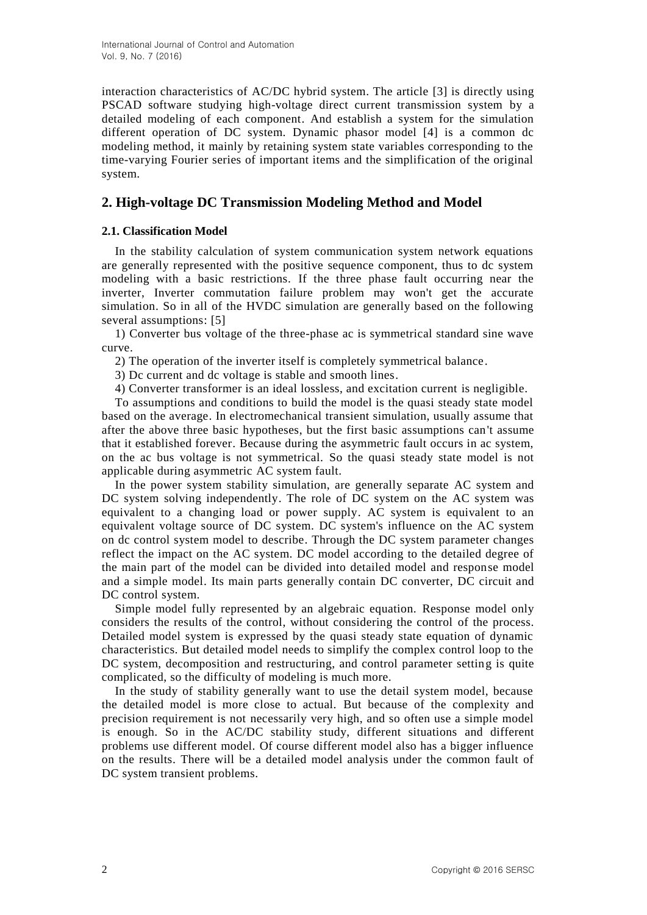interaction characteristics of AC/DC hybrid system. The article [3] is directly using PSCAD software studying high-voltage direct current transmission system by a detailed modeling of each component. And establish a system for the simulation different operation of DC system. Dynamic phasor model [4] is a common dc modeling method, it mainly by retaining system state variables corresponding to the time-varying Fourier series of important items and the simplification of the original system.

## 2. High-voltage DC Transmission Modeling Method and Model

### 2.1. Classification Model

In the stability calculation of system communication system network equations are generally represented with the positive sequence component, thus to dc system modeling with a basic restrictions. If the three phase fault occurring near the inverter, Inverter commutation failure problem may won't get the accurate simulation. So in all of the HVDC simulation are generally based on the following several assumptions: [5]

1) Converter bus voltage of the three-phase ac is symmetrical standard sine wave curve.

2) The operation of the inverter itself is completely symmetrical balance.

3) Dc current and dc voltage is stable and smooth lines.

4) Converter transformer is an ideal lossless, and excitation current is negligible.

To assumptions and conditions to build the model is the quasi steady state model based on the average. In electromechanical transient simulation, usually assume that after the above three basic hypotheses, but the first basic assumptions can't assume that it established forever. Because during the asymmetric fault occurs in ac system, on the ac bus voltage is not symmetrical. So the quasi steady state model is not applicable during asymmetric AC system fault.

In the power system stability simulation, are generally separate AC system and DC system solving independently. The role of DC system on the AC system was equivalent to a changing load or power supply. AC system is equivalent to an equivalent voltage source of DC system. DC system's influence on the AC system on dc control system model to describe. Through the DC system parameter changes reflect the impact on the AC system. DC model according to the detailed degree of the main part of the model can be divided into detailed model and response model and a simple model. Its main parts generally contain DC converter, DC circuit and DC control system.

Simple model fully represented by an algebraic equation. Response model only considers the results of the control, without considering the control of the process. Detailed model system is expressed by the quasi steady state equation of dynamic characteristics. But detailed model needs to simplify the complex control loop to the DC system, decomposition and restructuring, and control parameter setting is quite complicated, so the difficulty of modeling is much more.

In the study of stability generally want to use the detail system model, because the detailed model is more close to actual. But because of the complexity and precision requirement is not necessarily very high, and so often use a simple model is enough. So in the AC/DC stability study, different situations and different problems use different model. Of course different model also has a bigger influence on the results. There will be a detailed model analysis under the common fault of DC system transient problems.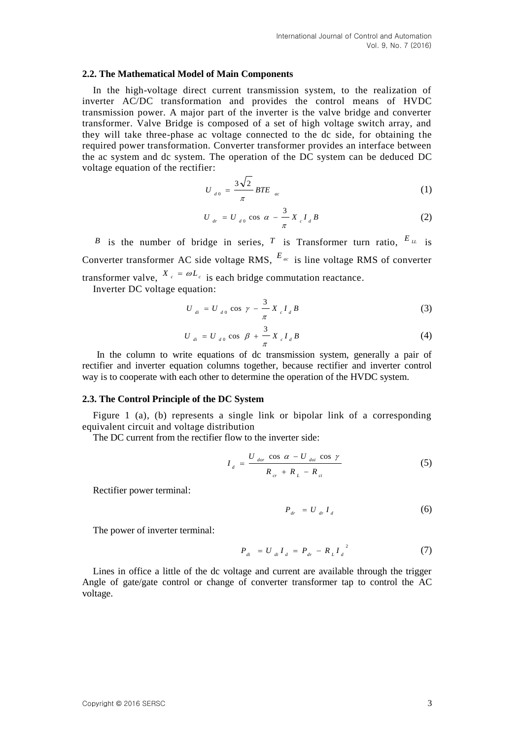### 2.2. The Mathematical Model of Main Components

In the high-voltage direct current transmission system, to the realization of inverter AC/DC transformation and provides the control means of HVDC transmission power. A major part of the inverter is the valve bridge and converter transformer. Valve Bridge is composed of a set of high voltage switch array, and they will take three-phase ac voltage connected to the dc side, for obtaining the required power transformation. Converter transformer provides an interface between the ac system and dc system. The operation of the DC system can be deduced DC voltage equation of the rectifier:

$$U_{d0} = \frac{3\sqrt{2}}{\pi} BTE_{ac} \tag{1}$$

$$U_{dr} = U_{d0} \cos \alpha - \frac{3}{\pi} X_c I_d B \tag{2}$$

$B$ is the number of bridge in series, $T$ is Transformer turn ratio, $E_{LL}$ is Converter transformer AC side voltage RMS, $E_{ac}$ is line voltage RMS of converter transformer valve, $X_c = \omega L_c$ is each bridge commutation reactance.

Inverter DC voltage equation:

$$U_{di} = U_{d0} \cos \gamma - \frac{3}{\pi} X_c I_d B \tag{3}$$

$$U_{di} = U_{d0} \cos \beta + \frac{3}{\pi} X_c I_d B \tag{4}$$

In the column to write equations of dc transmission system, generally a pair of rectifier and inverter equation columns together, because rectifier and inverter control way is to cooperate with each other to determine the operation of the HVDC system.

### 2.3. The Control Principle of the DC System

Figure 1 (a), (b) represents a single link or bipolar link of a corresponding equivalent circuit and voltage distribution

The DC current from the rectifier flow to the inverter side:

$$I_d = \frac{U_{dor} \cos \alpha - U_{doi} \cos \gamma}{R_{cr} + R_L - R_{ci}} \tag{5}$$

Rectifier power terminal:

$$P_{dr} = U_{dr} I_d \tag{6}$$

The power of inverter terminal:

$$P_{di} = U_{di} I_d = P_{dr} - R_L I_d^{\ 2} \tag{7}$$

Lines in office a little of the dc voltage and current are available through the trigger Angle of gate/gate control or change of converter transformer tap to control the AC voltage.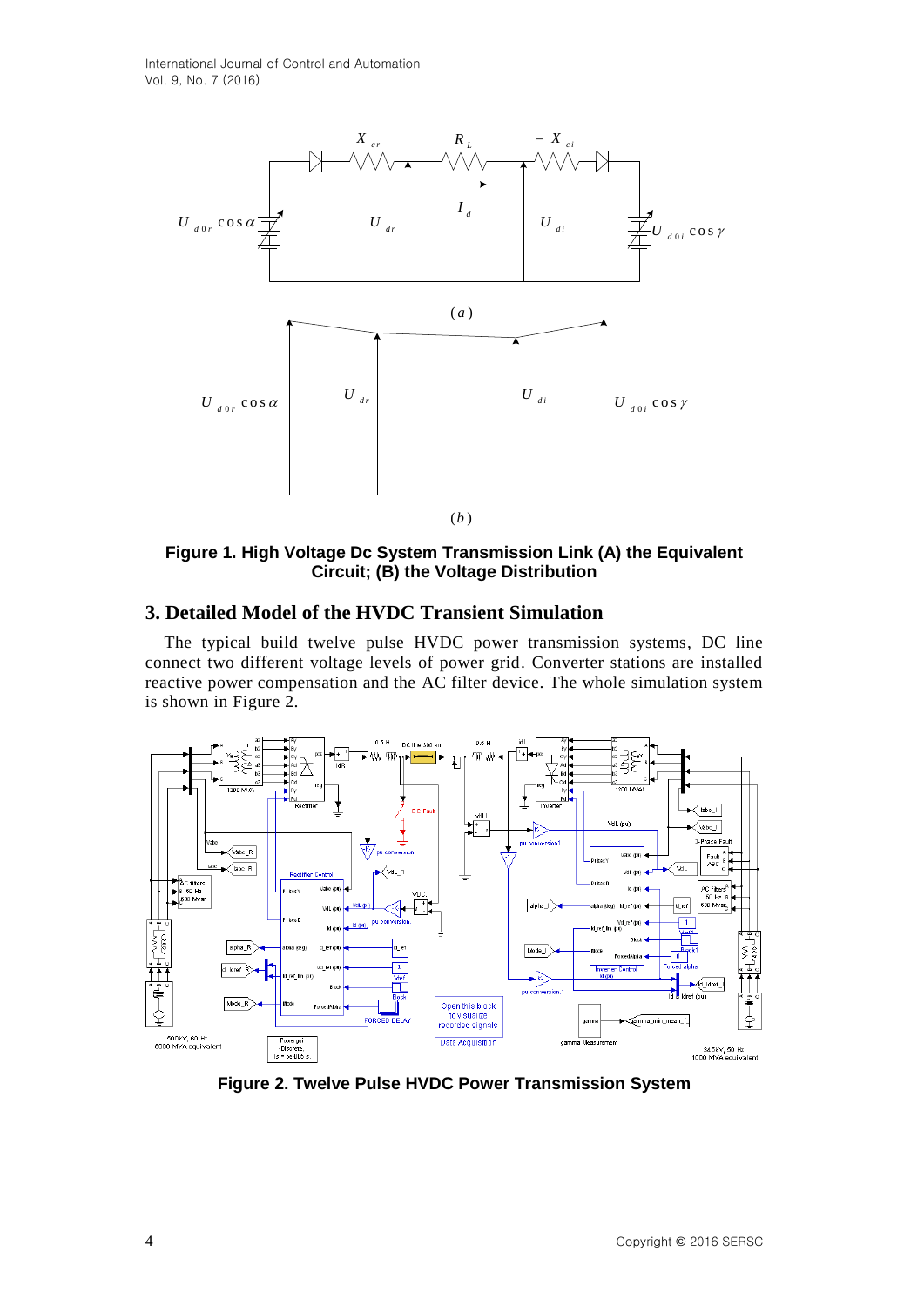**Figure 1. High Voltage Dc System Transmission Link (A) the Equivalent Circuit; (B) the Voltage Distribution**

## 3. Detailed Model of the HVDC Transient Simulation

The typical build twelve pulse HVDC power transmission systems, DC line connect two different voltage levels of power grid. Converter stations are installed reactive power compensation and the AC filter device. The whole simulation system is shown in Figure 2.

**Figure 2. Twelve Pulse HVDC Power Transmission System**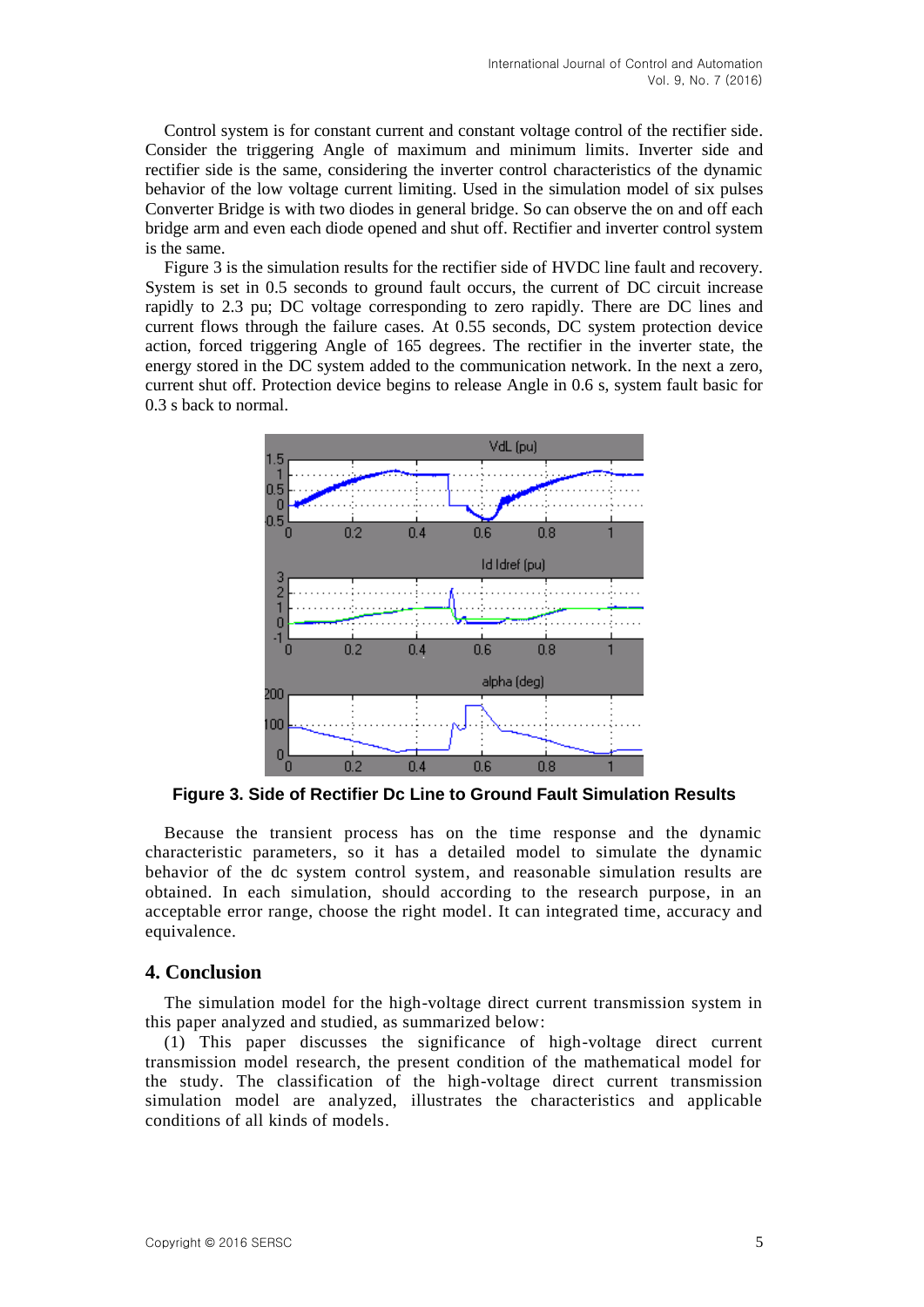Control system is for constant current and constant voltage control of the rectifier side. Consider the triggering Angle of maximum and minimum limits. Inverter side and rectifier side is the same, considering the inverter control characteristics of the dynamic behavior of the low voltage current limiting. Used in the simulation model of six pulses Converter Bridge is with two diodes in general bridge. So can observe the on and off each bridge arm and even each diode opened and shut off. Rectifier and inverter control system is the same.

Figure 3 is the simulation results for the rectifier side of HVDC line fault and recovery. System is set in 0.5 seconds to ground fault occurs, the current of DC circuit increase rapidly to 2.3 pu; DC voltage corresponding to zero rapidly. There are DC lines and current flows through the failure cases. At 0.55 seconds, DC system protection device action, forced triggering Angle of 165 degrees. The rectifier in the inverter state, the energy stored in the DC system added to the communication network. In the next a zero, current shut off. Protection device begins to release Angle in 0.6 s, system fault basic for 0.3 s back to normal.

**Figure 3. Side of Rectifier Dc Line to Ground Fault Simulation Results**

Because the transient process has on the time response and the dynamic characteristic parameters, so it has a detailed model to simulate the dynamic behavior of the dc system control system, and reasonable simulation results are obtained. In each simulation, should according to the research purpose, in an acceptable error range, choose the right model. It can integrated time, accuracy and equivalence.

## 4. Conclusion

The simulation model for the high-voltage direct current transmission system in this paper analyzed and studied, as summarized below:

(1) This paper discusses the significance of high-voltage direct current transmission model research, the present condition of the mathematical model for the study. The classification of the high-voltage direct current transmission simulation model are analyzed, illustrates the characteristics and applicable conditions of all kinds of models.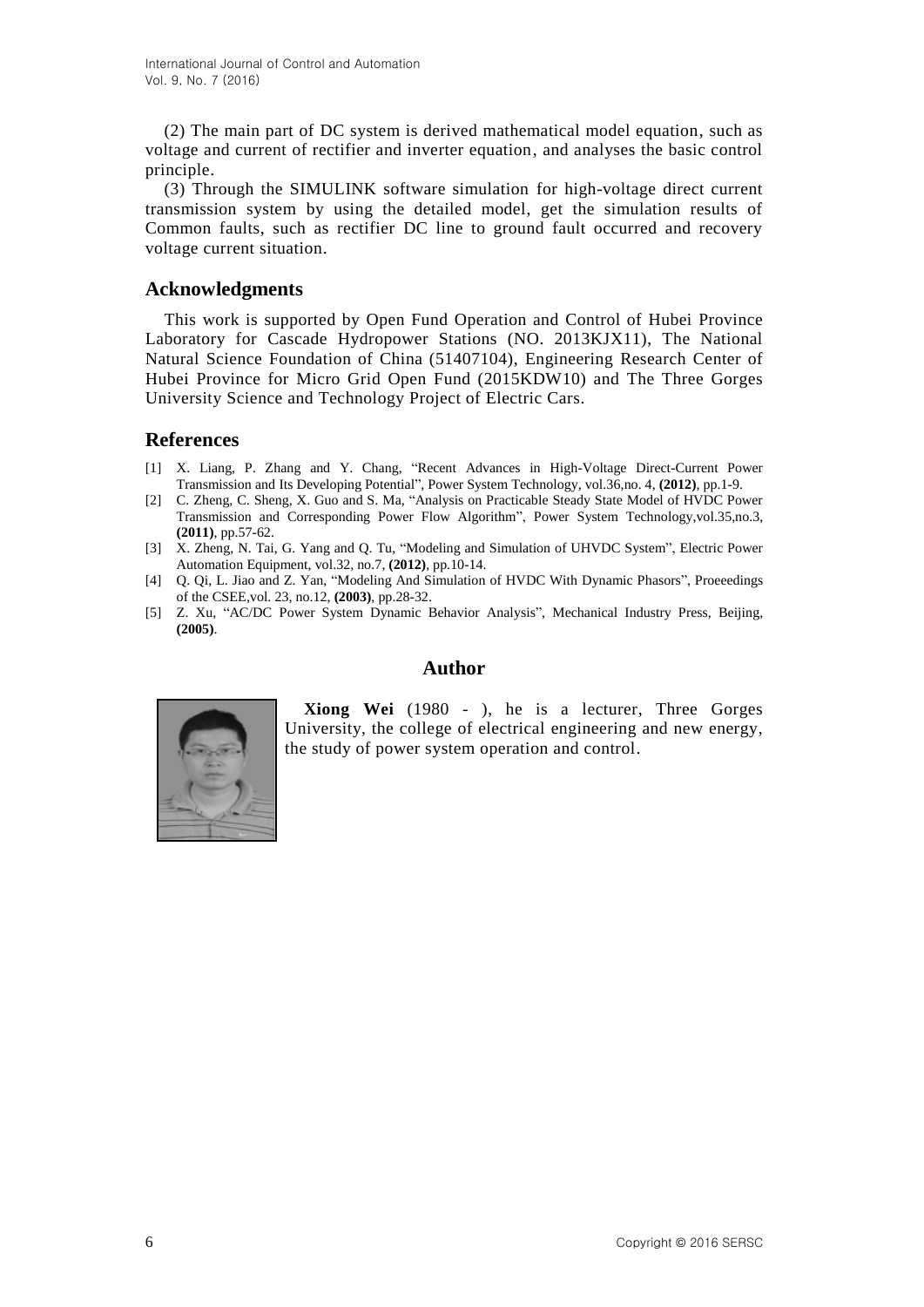(2) The main part of DC system is derived mathematical model equation, such as voltage and current of rectifier and inverter equation, and analyses the basic control principle.

(3) Through the SIMULINK software simulation for high-voltage direct current transmission system by using the detailed model, get the simulation results of Common faults, such as rectifier DC line to ground fault occurred and recovery voltage current situation.

## Acknowledgments

This work is supported by Open Fund Operation and Control of Hubei Province Laboratory for Cascade Hydropower Stations (NO. 2013KJX11), The National Natural Science Foundation of China (51407104), Engineering Research Center of Hubei Province for Micro Grid Open Fund (2015KDW10) and The Three Gorges University Science and Technology Project of Electric Cars.

## References

[1] X. Liang, P. Zhang and Y. Chang, "Recent Advances in High-Voltage Direct-Current Power Transmission and Its Developing Potential", Power System Technology, vol.36,no. 4, **(2012)**, pp.1-9.

[2] C. Zheng, C. Sheng, X. Guo and S. Ma, "Analysis on Practicable Steady State Model of HVDC Power Transmission and Corresponding Power Flow Algorithm", Power System Technology,vol.35,no.3, **(2011)**, pp.57-62.

[3] X. Zheng, N. Tai, G. Yang and Q. Tu, "Modeling and Simulation of UHVDC System", Electric Power Automation Equipment, vol.32, no.7, **(2012)**, pp.10-14.

[4] Q. Qi, L. Jiao and Z. Yan, "Modeling And Simulation of HVDC With Dynamic Phasors", Proeeedings of the CSEE,vol. 23, no.12, **(2003)**, pp.28-32.

[5] Z. Xu, "AC/DC Power System Dynamic Behavior Analysis", Mechanical Industry Press, Beijing, **(2005)**.

## Author

**Xiong Wei** (1980 - ), he is a lecturer, Three Gorges University, the college of electrical engineering and new energy, the study of power system operation and control.